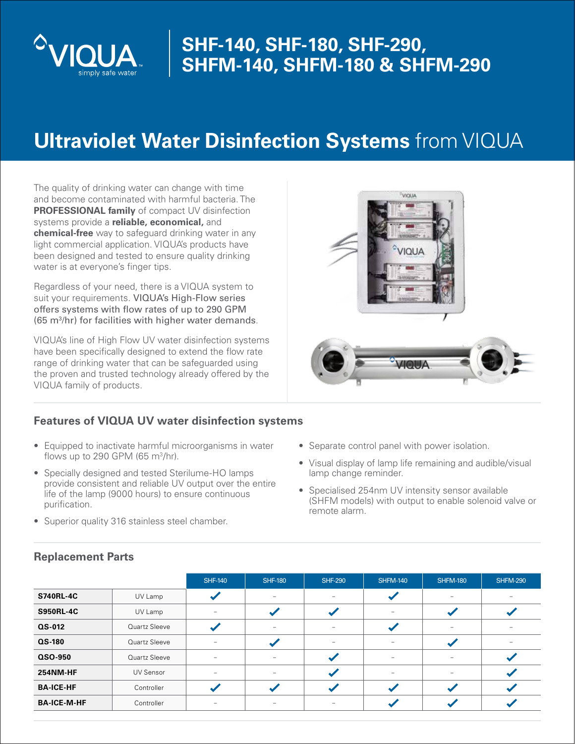# SHF-140, SHF-180, SHF-290, SHFM-140, SHFM-180 & SHFM-290

## **Ultraviolet Water Disinfection Systems** from VIQUA

The quality of drinking water can change with time and become contaminated with harmful bacteria. The **PROFESSIONAL family** of compact UV disinfection systems provide a **reliable, economical,** and **chemical-free** way to safeguard drinking water in any light commercial application. VIQUA's products have been designed and tested to ensure quality drinking water is at everyone's finger tips.

Regardless of your need, there is a VIQUA system to suit your requirements. VIQUA's High-Flow series offers systems with flow rates of up to 290 GPM (65 $m^3$/hr) for facilities with higher water demands.

VIQUA's line of High Flow UV water disinfection systems have been specifically designed to extend the flow rate range of drinking water that can be safeguarded using the proven and trusted technology already offered by the VIQUA family of products.

### Features of VIQUA UV water disinfection systems

- Equipped to inactivate harmful microorganisms in water flows up to 290 GPM (65 $m^3$/hr).
- Specially designed and tested Sterilume-HO lamps provide consistent and reliable UV output over the entire life of the lamp (9000 hours) to ensure continuous purification.
- Superior quality 316 stainless steel chamber.
- Separate control panel with power isolation.
- Visual display of lamp life remaining and audible/visual lamp change reminder.
- Specialised 254nm UV intensity sensor available (SHFM models) with output to enable solenoid valve or remote alarm.

### Replacement Parts

| | | SHF-140 | SHF-180 | SHF-290 | SHFM-140 | SHFM-180 | SHFM-290 |
|---|---|---|---|---|---|---|---|
| **S740RL-4C** | UV Lamp | ✓ | – | – | ✓ | – | – |
| **S950RL-4C** | UV Lamp | – | ✓ | ✓ | – | ✓ | ✓ |
| **QS-012** | Quartz Sleeve | ✓ | – | – | ✓ | – | – |
| **QS-180** | Quartz Sleeve | – | ✓ | – | – | ✓ | – |
| **QSO-950** | Quartz Sleeve | – | – | ✓ | – | – | ✓ |
| **254NM-HF** | UV Sensor | – | – | ✓ | – | – | ✓ |
| **BA-ICE-HF** | Controller | ✓ | ✓ | ✓ | ✓ | ✓ | ✓ |
| **BA-ICE-M-HF** | Controller | – | – | – | ✓ | ✓ | ✓ |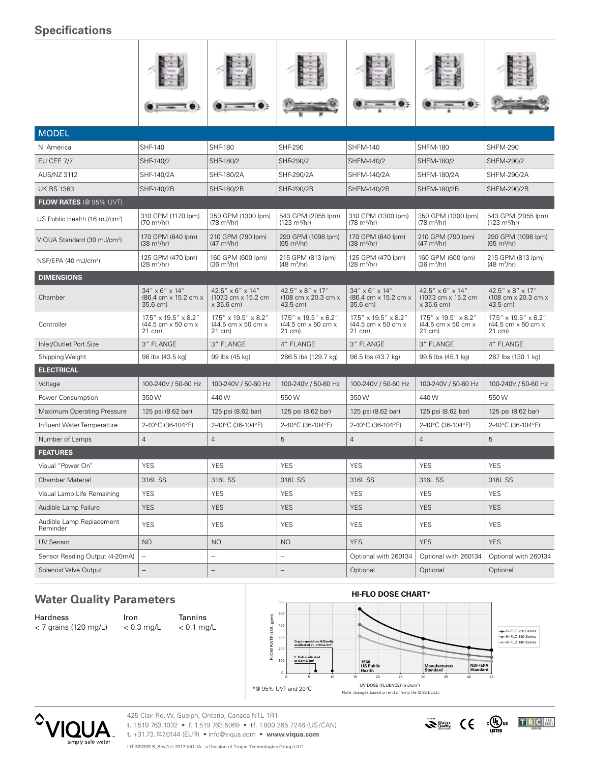## Specifications

| MODEL | | | | | | |
|---|---|---|---|---|---|---|
| N. America | SHF-140 | SHF-180 | SHF-290 | SHFM-140 | SHFM-180 | SHFM-290 |
| EU CEE 7/7 | SHF-140/2 | SHF-180/2 | SHF-290/2 | SHFM-140/2 | SHFM-180/2 | SHFM-290/2 |
| AUS/NZ 3112 | SHF-140/2A | SHF-180/2A | SHF-290/2A | SHFM-140/2A | SHFM-180/2A | SHFM-290/2A |
| UK BS 1363 | SHF-140/2B | SHF-180/2B | SHF-290/2B | SHFM-140/2B | SHFM-180/2B | SHFM-290/2B |
| **FLOW RATES** (@ 95% UVT) | | | | | | |
| US Public Health (16 mJ/cm²) | 310 GPM (1170 lpm) (70 m³/hr) | 350 GPM (1300 lpm) (78 m³/hr) | 543 GPM (2055 lpm) (123 m³/hr) | 310 GPM (1300 lpm) (78 m³/hr) | 350 GPM (1300 lpm) (78 m³/hr) | 543 GPM (2055 lpm) (123 m³/hr) |
| VIQUA Standard (30 mJ/cm²) | 170 GPM (640 lpm) (38 m³/hr) | 210 GPM (790 lpm) (47 m³/hr) | 290 GPM (1098 lpm) (65 m³/hr) | 170 GPM (640 lpm) (38 m³/hr) | 210 GPM (790 lpm) (47 m³/hr) | 290 GPM (1098 lpm) (65 m³/hr) |
| NSF/EPA (40 mJ/cm²) | 125 GPM (470 lpm) (28 m³/hr) | 160 GPM (600 lpm) (36 m³/hr) | 215 GPM (813 lpm) (48 m³/hr) | 125 GPM (470 lpm) (28 m³/hr) | 160 GPM (600 lpm) (36 m³/hr) | 215 GPM (813 lpm) (48 m³/hr) |
| **DIMENSIONS** | | | | | | |
| Chamber | 34" x 6" x 14" (86.4 cm x 15.2 cm x 35.6 cm) | 42.5" x 6" x 14" (107.3 cm x 15.2 cm x 35.6 cm) | 42.5" x 8" x 17" (108 cm x 20.3 cm x 43.5 cm) | 34" x 6" x 14" (86.4 cm x 15.2 cm x 35.6 cm) | 42.5" x 6" x 14" (107.3 cm x 15.2 cm x 35.6 cm) | 42.5" x 8" x 17" (108 cm x 20.3 cm x 43.5 cm) |
| Controller | 17.5" x 19.5" x 8.2" (44.5 cm x 50 cm x 21 cm) | 17.5" x 19.5" x 8.2" (44.5 cm x 50 cm x 21 cm) | 17.5" x 19.5" x 8.2" (44.5 cm x 50 cm x 21 cm) | 17.5" x 19.5" x 8.2" (44.5 cm x 50 cm x 21 cm) | 17.5" x 19.5" x 8.2" (44.5 cm x 50 cm x 21 cm) | 17.5" x 19.5" x 8.2" (44.5 cm x 50 cm x 21 cm) |
| Inlet/Outlet Port Size | 3" FLANGE | 3" FLANGE | 4" FLANGE | 3" FLANGE | 3" FLANGE | 4" FLANGE |
| Shipping Weight | 96 lbs (43.5 kg) | 99 lbs (45 kg) | 286.5 lbs (129.7 kg) | 96.5 lbs (43.7 kg) | 99.5 lbs (45.1 kg) | 287 lbs (130.1 kg) |
| **ELECTRICAL** | | | | | | |
| Voltage | 100-240V / 50-60 Hz | 100-240V / 50-60 Hz | 100-240V / 50-60 Hz | 100-240V / 50-60 Hz | 100-240V / 50-60 Hz | 100-240V / 50-60 Hz |
| Power Consumption | 350 W | 440 W | 550 W | 350 W | 440 W | 550 W |
| Maximum Operating Pressure | 125 psi (8.62 bar) | 125 psi (8.62 bar) | 125 psi (8.62 bar) | 125 psi (8.62 bar) | 125 psi (8.62 bar) | 125 psi (8.62 bar) |
| Influent Water Temperature | 2-40°C (36-104°F) | 2-40°C (36-104°F) | 2-40°C (36-104°F) | 2-40°C (36-104°F) | 2-40°C (36-104°F) | 2-40°C (36-104°F) |
| Number of Lamps | 4 | 4 | 5 | 4 | 4 | 5 |
| **FEATURES** | | | | | | |
| Visual "Power On" | YES | YES | YES | YES | YES | YES |
| Chamber Material | 316L SS | 316L SS | 316L SS | 316L SS | 316L SS | 316L SS |
| Visual Lamp Life Remaining | YES | YES | YES | YES | YES | YES |
| Audible Lamp Failure | YES | YES | YES | YES | YES | YES |
| Audible Lamp Replacement Reminder | YES | YES | YES | YES | YES | YES |
| UV Sensor | NO | NO | NO | YES | YES | YES |
| Sensor Reading Output (4-20mA) | – | – | – | Optional with 260134 | Optional with 260134 | Optional with 260134 |
| Solenoid Valve Output | – | – | – | Optional | Optional | Optional |

## Water Quality Parameters

| Hardness | Iron | Tannins |
|---|---|---|
| < 7 grains (120 mg/L) | < 0.3 mg/L | < 0.1 mg/L |

**HI-FLO DOSE CHART***

FLOW RATE (U.S. gpm)

0, 100, 200, 300, 400, 500, 600

UV DOSE (FLUENCE) (mJ/cm²)

0, 5, 10, 15, 20, 25, 30, 35, 40, 45

HI-FLO 290 Series

HI-FLO 180 Series

HI-FLO 140 Series

Cryptosporidium &Giardia eradicated at <10mJ/cm²

E. Coli eradicated at 6.6mJ/cm²

1966 US Public Health

Manufacturers Standard

NSF/EPA Standard

*@ 95% UVT and 20°C

Note: dosages based on end of lamp life (0.85 EOLL)

425 Clair Rd. W, Guelph, Ontario, Canada N1L 1R1
t. 1.519.763.1032 • f. 1.519.763.5069 • tf. 1.800.265.7246 (US/CAN)
t. +31.73.747.0144 (EUR) • info@viqua.com • **www.viqua.com**

LIT-520339-R_RevD © 2017 VIQUA - a Division of Trojan Technologies Group ULC